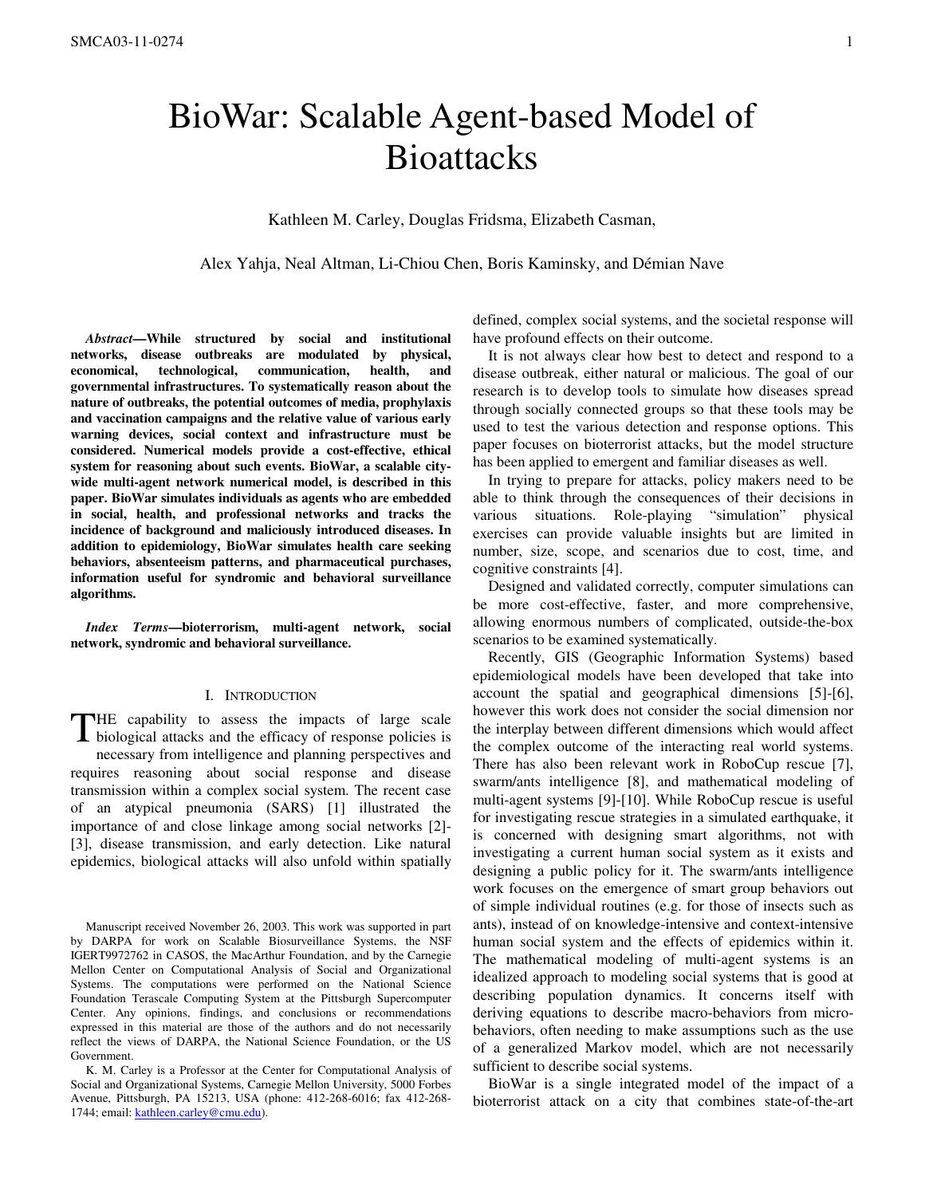# BioWar: Scalable Agent-based Model of Bioattacks

Kathleen M. Carley, Douglas Fridsma, Elizabeth Casman,

Alex Yahja, Neal Altman, Li-Chiou Chen, Boris Kaminsky, and Démian Nave

***Abstract*—While structured by social and institutional networks, disease outbreaks are modulated by physical, economical, technological, communication, health, and governmental infrastructures. To systematically reason about the nature of outbreaks, the potential outcomes of media, prophylaxis and vaccination campaigns and the relative value of various early warning devices, social context and infrastructure must be considered. Numerical models provide a cost-effective, ethical system for reasoning about such events. BioWar, a scalable city-wide multi-agent network numerical model, is described in this paper. BioWar simulates individuals as agents who are embedded in social, health, and professional networks and tracks the incidence of background and maliciously introduced diseases. In addition to epidemiology, BioWar simulates health care seeking behaviors, absenteeism patterns, and pharmaceutical purchases, information useful for syndromic and behavioral surveillance algorithms.**

***Index Terms*—bioterrorism, multi-agent network, social network, syndromic and behavioral surveillance.**

## I. Introduction

The capability to assess the impacts of large scale biological attacks and the efficacy of response policies is necessary from intelligence and planning perspectives and requires reasoning about social response and disease transmission within a complex social system. The recent case of an atypical pneumonia (SARS) [1] illustrated the importance of and close linkage among social networks [2]-[3], disease transmission, and early detection. Like natural epidemics, biological attacks will also unfold within spatially defined, complex social systems, and the societal response will have profound effects on their outcome.

It is not always clear how best to detect and respond to a disease outbreak, either natural or malicious. The goal of our research is to develop tools to simulate how diseases spread through socially connected groups so that these tools may be used to test the various detection and response options. This paper focuses on bioterrorist attacks, but the model structure has been applied to emergent and familiar diseases as well.

In trying to prepare for attacks, policy makers need to be able to think through the consequences of their decisions in various situations. Role-playing "simulation" physical exercises can provide valuable insights but are limited in number, size, scope, and scenarios due to cost, time, and cognitive constraints [4].

Designed and validated correctly, computer simulations can be more cost-effective, faster, and more comprehensive, allowing enormous numbers of complicated, outside-the-box scenarios to be examined systematically.

Recently, GIS (Geographic Information Systems) based epidemiological models have been developed that take into account the spatial and geographical dimensions [5]-[6], however this work does not consider the social dimension nor the interplay between different dimensions which would affect the complex outcome of the interacting real world systems. There has also been relevant work in RoboCup rescue [7], swarm/ants intelligence [8], and mathematical modeling of multi-agent systems [9]-[10]. While RoboCup rescue is useful for investigating rescue strategies in a simulated earthquake, it is concerned with designing smart algorithms, not with investigating a current human social system as it exists and designing a public policy for it. The swarm/ants intelligence work focuses on the emergence of smart group behaviors out of simple individual routines (e.g. for those of insects such as ants), instead of on knowledge-intensive and context-intensive human social system and the effects of epidemics within it. The mathematical modeling of multi-agent systems is an idealized approach to modeling social systems that is good at describing population dynamics. It concerns itself with deriving equations to describe macro-behaviors from micro-behaviors, often needing to make assumptions such as the use of a generalized Markov model, which are not necessarily sufficient to describe social systems.

BioWar is a single integrated model of the impact of a bioterrorist attack on a city that combines state-of-the-art

Manuscript received November 26, 2003. This work was supported in part by DARPA for work on Scalable Biosurveillance Systems, the NSF IGERT9972762 in CASOS, the MacArthur Foundation, and by the Carnegie Mellon Center on Computational Analysis of Social and Organizational Systems. The computations were performed on the National Science Foundation Terascale Computing System at the Pittsburgh Supercomputer Center. Any opinions, findings, and conclusions or recommendations expressed in this material are those of the authors and do not necessarily reflect the views of DARPA, the National Science Foundation, or the US Government.

K. M. Carley is a Professor at the Center for Computational Analysis of Social and Organizational Systems, Carnegie Mellon University, 5000 Forbes Avenue, Pittsburgh, PA 15213, USA (phone: 412-268-6016; fax 412-268-1744; email: kathleen.carley@cmu.edu).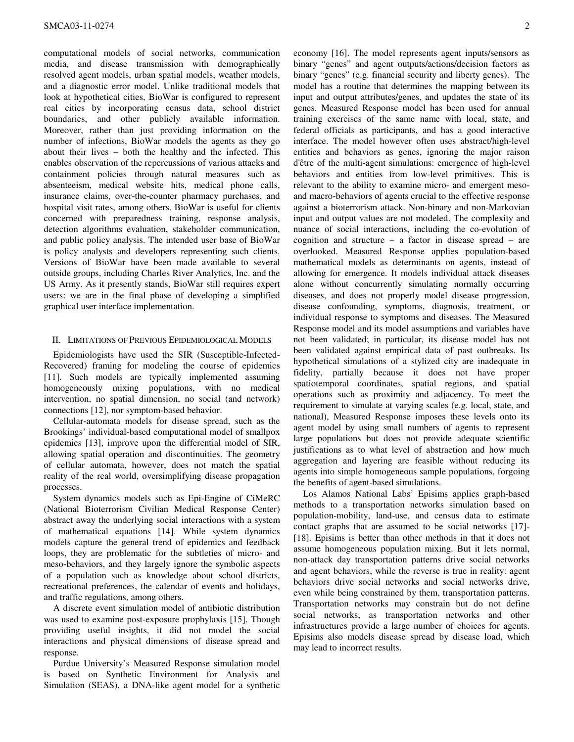computational models of social networks, communication media, and disease transmission with demographically resolved agent models, urban spatial models, weather models, and a diagnostic error model. Unlike traditional models that look at hypothetical cities, BioWar is configured to represent real cities by incorporating census data, school district boundaries, and other publicly available information. Moreover, rather than just providing information on the number of infections, BioWar models the agents as they go about their lives – both the healthy and the infected. This enables observation of the repercussions of various attacks and containment policies through natural measures such as absenteeism, medical website hits, medical phone calls, insurance claims, over-the-counter pharmacy purchases, and hospital visit rates, among others. BioWar is useful for clients concerned with preparedness training, response analysis, detection algorithms evaluation, stakeholder communication, and public policy analysis. The intended user base of BioWar is policy analysts and developers representing such clients. Versions of BioWar have been made available to several outside groups, including Charles River Analytics, Inc. and the US Army. As it presently stands, BioWar still requires expert users: we are in the final phase of developing a simplified graphical user interface implementation.

## II. Limitations of Previous Epidemiological Models

Epidemiologists have used the SIR (Susceptible-Infected-Recovered) framing for modeling the course of epidemics [11]. Such models are typically implemented assuming homogeneously mixing populations, with no medical intervention, no spatial dimension, no social (and network) connections [12], nor symptom-based behavior.

Cellular-automata models for disease spread, such as the Brookings' individual-based computational model of smallpox epidemics [13], improve upon the differential model of SIR, allowing spatial operation and discontinuities. The geometry of cellular automata, however, does not match the spatial reality of the real world, oversimplifying disease propagation processes.

System dynamics models such as Epi-Engine of CiMeRC (National Bioterrorism Civilian Medical Response Center) abstract away the underlying social interactions with a system of mathematical equations [14]. While system dynamics models capture the general trend of epidemics and feedback loops, they are problematic for the subtleties of micro- and meso-behaviors, and they largely ignore the symbolic aspects of a population such as knowledge about school districts, recreational preferences, the calendar of events and holidays, and traffic regulations, among others.

A discrete event simulation model of antibiotic distribution was used to examine post-exposure prophylaxis [15]. Though providing useful insights, it did not model the social interactions and physical dimensions of disease spread and response.

Purdue University's Measured Response simulation model is based on Synthetic Environment for Analysis and Simulation (SEAS), a DNA-like agent model for a synthetic economy [16]. The model represents agent inputs/sensors as binary "genes" and agent outputs/actions/decision factors as binary "genes" (e.g. financial security and liberty genes). The model has a routine that determines the mapping between its input and output attributes/genes, and updates the state of its genes. Measured Response model has been used for annual training exercises of the same name with local, state, and federal officials as participants, and has a good interactive interface. The model however often uses abstract/high-level entities and behaviors as genes, ignoring the major raison d'être of the multi-agent simulations: emergence of high-level behaviors and entities from low-level primitives. This is relevant to the ability to examine micro- and emergent meso- and macro-behaviors of agents crucial to the effective response against a bioterrorism attack. Non-binary and non-Markovian input and output values are not modeled. The complexity and nuance of social interactions, including the co-evolution of cognition and structure – a factor in disease spread – are overlooked. Measured Response applies population-based mathematical models as determinants on agents, instead of allowing for emergence. It models individual attack diseases alone without concurrently simulating normally occurring diseases, and does not properly model disease progression, disease confounding, symptoms, diagnosis, treatment, or individual response to symptoms and diseases. The Measured Response model and its model assumptions and variables have not been validated; in particular, its disease model has not been validated against empirical data of past outbreaks. Its hypothetical simulations of a stylized city are inadequate in fidelity, partially because it does not have proper spatiotemporal coordinates, spatial regions, and spatial operations such as proximity and adjacency. To meet the requirement to simulate at varying scales (e.g. local, state, and national), Measured Response imposes these levels onto its agent model by using small numbers of agents to represent large populations but does not provide adequate scientific justifications as to what level of abstraction and how much aggregation and layering are feasible without reducing its agents into simple homogeneous sample populations, forgoing the benefits of agent-based simulations.

Los Alamos National Labs' Episims applies graph-based methods to a transportation networks simulation based on population-mobility, land-use, and census data to estimate contact graphs that are assumed to be social networks [17]-[18]. Episims is better than other methods in that it does not assume homogeneous population mixing. But it lets normal, non-attack day transportation patterns drive social networks and agent behaviors, while the reverse is true in reality: agent behaviors drive social networks and social networks drive, even while being constrained by them, transportation patterns. Transportation networks may constrain but do not define social networks, as transportation networks and other infrastructures provide a large number of choices for agents. Episims also models disease spread by disease load, which may lead to incorrect results.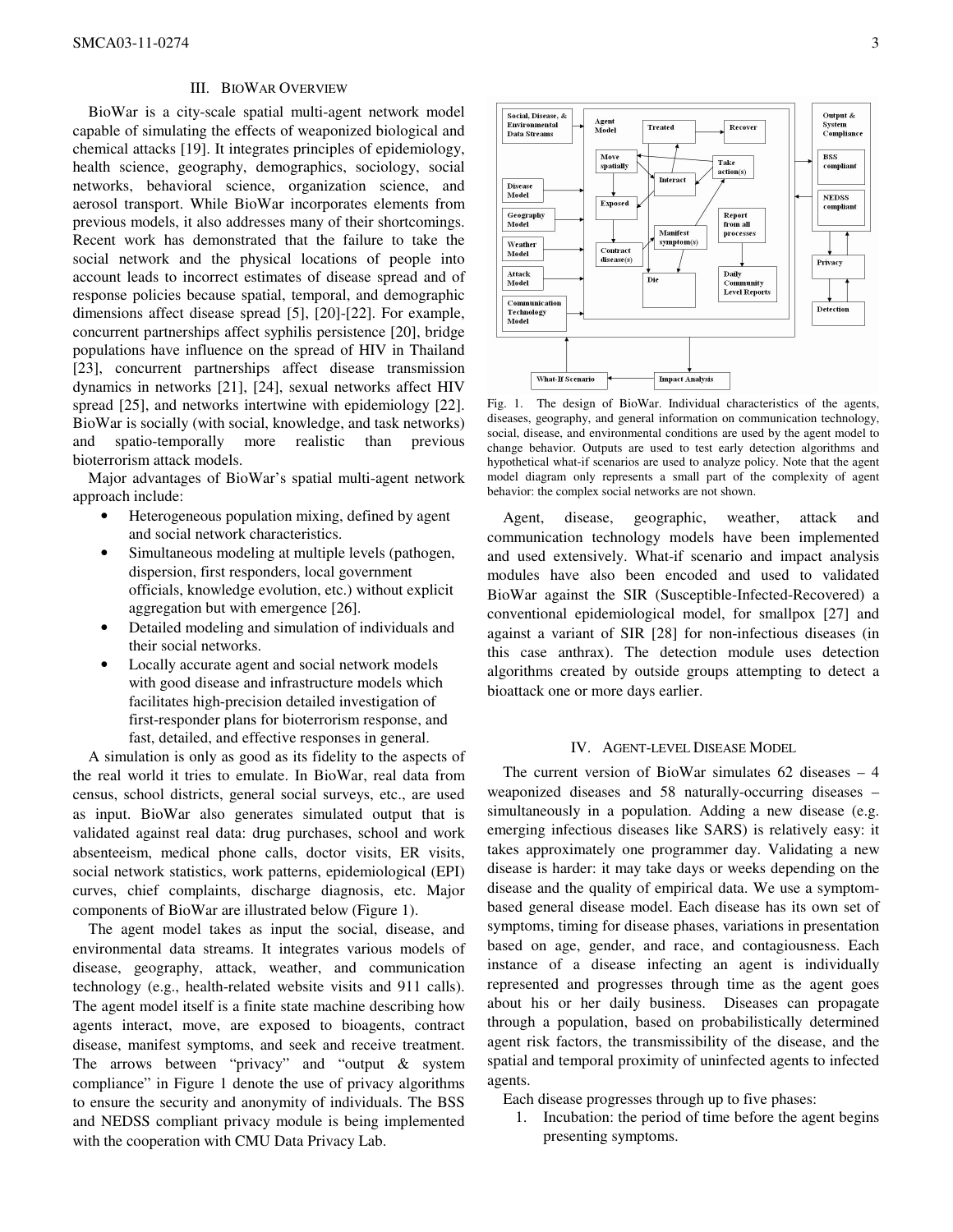## III. BioWar Overview

BioWar is a city-scale spatial multi-agent network model capable of simulating the effects of weaponized biological and chemical attacks [19]. It integrates principles of epidemiology, health science, geography, demographics, sociology, social networks, behavioral science, organization science, and aerosol transport. While BioWar incorporates elements from previous models, it also addresses many of their shortcomings. Recent work has demonstrated that the failure to take the social network and the physical locations of people into account leads to incorrect estimates of disease spread and of response policies because spatial, temporal, and demographic dimensions affect disease spread [5], [20]-[22]. For example, concurrent partnerships affect syphilis persistence [20], bridge populations have influence on the spread of HIV in Thailand [23], concurrent partnerships affect disease transmission dynamics in networks [21], [24], sexual networks affect HIV spread [25], and networks intertwine with epidemiology [22]. BioWar is socially (with social, knowledge, and task networks) and spatio-temporally more realistic than previous bioterrorism attack models.

Major advantages of BioWar's spatial multi-agent network approach include:

- Heterogeneous population mixing, defined by agent and social network characteristics.
- Simultaneous modeling at multiple levels (pathogen, dispersion, first responders, local government officials, knowledge evolution, etc.) without explicit aggregation but with emergence [26].
- Detailed modeling and simulation of individuals and their social networks.
- Locally accurate agent and social network models with good disease and infrastructure models which facilitates high-precision detailed investigation of first-responder plans for bioterrorism response, and fast, detailed, and effective responses in general.

A simulation is only as good as its fidelity to the aspects of the real world it tries to emulate. In BioWar, real data from census, school districts, general social surveys, etc., are used as input. BioWar also generates simulated output that is validated against real data: drug purchases, school and work absenteeism, medical phone calls, doctor visits, ER visits, social network statistics, work patterns, epidemiological (EPI) curves, chief complaints, discharge diagnosis, etc. Major components of BioWar are illustrated below (Figure 1).

The agent model takes as input the social, disease, and environmental data streams. It integrates various models of disease, geography, attack, weather, and communication technology (e.g., health-related website visits and 911 calls). The agent model itself is a finite state machine describing how agents interact, move, are exposed to bioagents, contract disease, manifest symptoms, and seek and receive treatment. The arrows between "privacy" and "output & system compliance" in Figure 1 denote the use of privacy algorithms to ensure the security and anonymity of individuals. The BSS and NEDSS compliant privacy module is being implemented with the cooperation with CMU Data Privacy Lab.

Fig. 1. The design of BioWar. Individual characteristics of the agents, diseases, geography, and general information on communication technology, social, disease, and environmental conditions are used by the agent model to change behavior. Outputs are used to test early detection algorithms and hypothetical what-if scenarios are used to analyze policy. Note that the agent model diagram only represents a small part of the complexity of agent behavior: the complex social networks are not shown.

Agent, disease, geographic, weather, attack and communication technology models have been implemented and used extensively. What-if scenario and impact analysis modules have also been encoded and used to validated BioWar against the SIR (Susceptible-Infected-Recovered) a conventional epidemiological model, for smallpox [27] and against a variant of SIR [28] for non-infectious diseases (in this case anthrax). The detection module uses detection algorithms created by outside groups attempting to detect a bioattack one or more days earlier.

## IV. Agent-level Disease Model

The current version of BioWar simulates 62 diseases – 4 weaponized diseases and 58 naturally-occurring diseases – simultaneously in a population. Adding a new disease (e.g. emerging infectious diseases like SARS) is relatively easy: it takes approximately one programmer day. Validating a new disease is harder: it may take days or weeks depending on the disease and the quality of empirical data. We use a symptom-based general disease model. Each disease has its own set of symptoms, timing for disease phases, variations in presentation based on age, gender, and race, and contagiousness. Each instance of a disease infecting an agent is individually represented and progresses through time as the agent goes about his or her daily business. Diseases can propagate through a population, based on probabilistically determined agent risk factors, the transmissibility of the disease, and the spatial and temporal proximity of uninfected agents to infected agents.

Each disease progresses through up to five phases:

1. Incubation: the period of time before the agent begins presenting symptoms.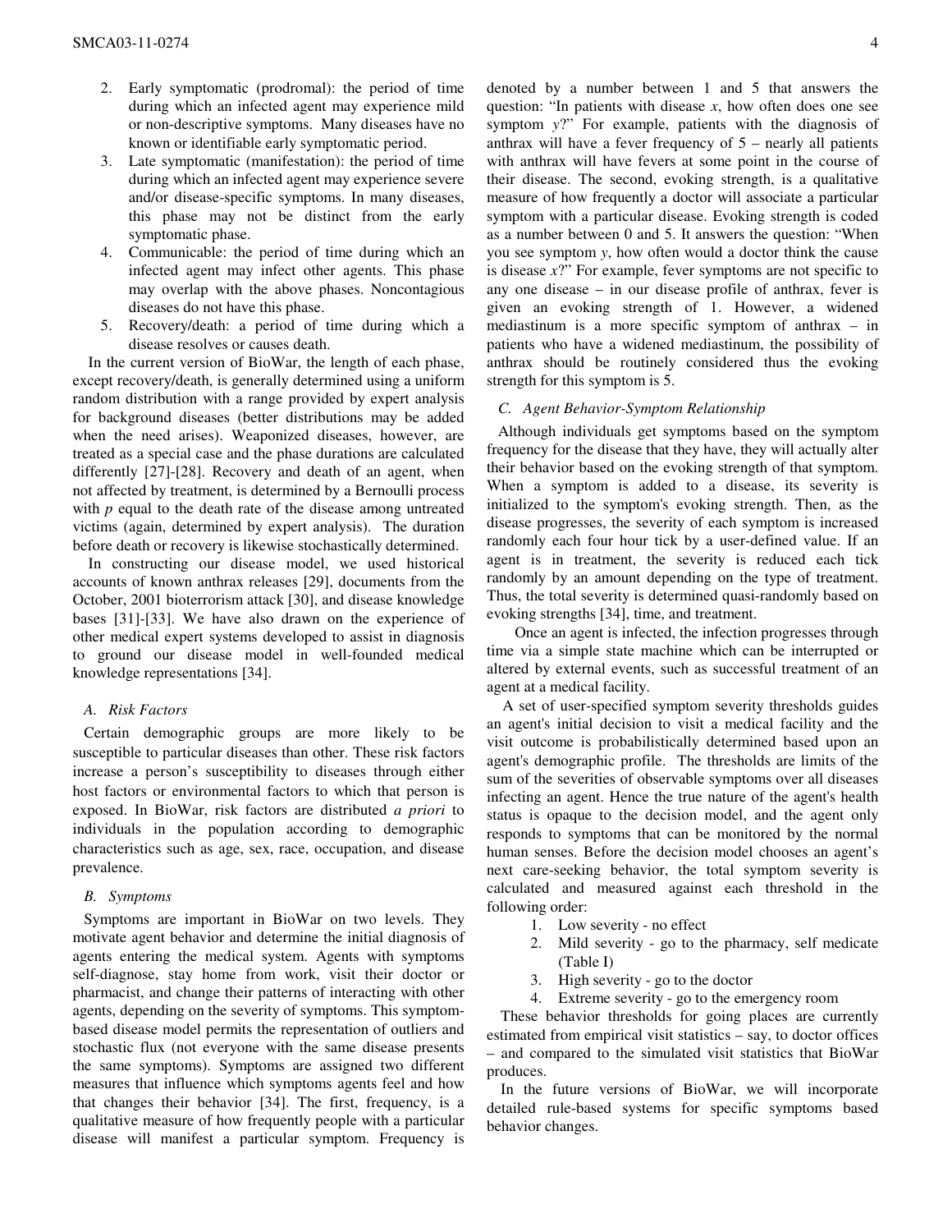2. Early symptomatic (prodromal): the period of time during which an infected agent may experience mild or non-descriptive symptoms. Many diseases have no known or identifiable early symptomatic period.
3. Late symptomatic (manifestation): the period of time during which an infected agent may experience severe and/or disease-specific symptoms. In many diseases, this phase may not be distinct from the early symptomatic phase.
4. Communicable: the period of time during which an infected agent may infect other agents. This phase may overlap with the above phases. Noncontagious diseases do not have this phase.
5. Recovery/death: a period of time during which a disease resolves or causes death.

In the current version of BioWar, the length of each phase, except recovery/death, is generally determined using a uniform random distribution with a range provided by expert analysis for background diseases (better distributions may be added when the need arises). Weaponized diseases, however, are treated as a special case and the phase durations are calculated differently [27]-[28]. Recovery and death of an agent, when not affected by treatment, is determined by a Bernoulli process with *p* equal to the death rate of the disease among untreated victims (again, determined by expert analysis). The duration before death or recovery is likewise stochastically determined.

In constructing our disease model, we used historical accounts of known anthrax releases [29], documents from the October, 2001 bioterrorism attack [30], and disease knowledge bases [31]-[33]. We have also drawn on the experience of other medical expert systems developed to assist in diagnosis to ground our disease model in well-founded medical knowledge representations [34].

### A. Risk Factors

Certain demographic groups are more likely to be susceptible to particular diseases than other. These risk factors increase a person's susceptibility to diseases through either host factors or environmental factors to which that person is exposed. In BioWar, risk factors are distributed *a priori* to individuals in the population according to demographic characteristics such as age, sex, race, occupation, and disease prevalence.

### B. Symptoms

Symptoms are important in BioWar on two levels. They motivate agent behavior and determine the initial diagnosis of agents entering the medical system. Agents with symptoms self-diagnose, stay home from work, visit their doctor or pharmacist, and change their patterns of interacting with other agents, depending on the severity of symptoms. This symptom-based disease model permits the representation of outliers and stochastic flux (not everyone with the same disease presents the same symptoms). Symptoms are assigned two different measures that influence which symptoms agents feel and how that changes their behavior [34]. The first, frequency, is a qualitative measure of how frequently people with a particular disease will manifest a particular symptom. Frequency is denoted by a number between 1 and 5 that answers the question: "In patients with disease *x*, how often does one see symptom *y*?" For example, patients with the diagnosis of anthrax will have a fever frequency of 5 – nearly all patients with anthrax will have fevers at some point in the course of their disease. The second, evoking strength, is a qualitative measure of how frequently a doctor will associate a particular symptom with a particular disease. Evoking strength is coded as a number between 0 and 5. It answers the question: "When you see symptom *y*, how often would a doctor think the cause is disease *x*?" For example, fever symptoms are not specific to any one disease – in our disease profile of anthrax, fever is given an evoking strength of 1. However, a widened mediastinum is a more specific symptom of anthrax – in patients who have a widened mediastinum, the possibility of anthrax should be routinely considered thus the evoking strength for this symptom is 5.

### C. Agent Behavior-Symptom Relationship

Although individuals get symptoms based on the symptom frequency for the disease that they have, they will actually alter their behavior based on the evoking strength of that symptom. When a symptom is added to a disease, its severity is initialized to the symptom's evoking strength. Then, as the disease progresses, the severity of each symptom is increased randomly each four hour tick by a user-defined value. If an agent is in treatment, the severity is reduced each tick randomly by an amount depending on the type of treatment. Thus, the total severity is determined quasi-randomly based on evoking strengths [34], time, and treatment.

Once an agent is infected, the infection progresses through time via a simple state machine which can be interrupted or altered by external events, such as successful treatment of an agent at a medical facility.

A set of user-specified symptom severity thresholds guides an agent's initial decision to visit a medical facility and the visit outcome is probabilistically determined based upon an agent's demographic profile. The thresholds are limits of the sum of the severities of observable symptoms over all diseases infecting an agent. Hence the true nature of the agent's health status is opaque to the decision model, and the agent only responds to symptoms that can be monitored by the normal human senses. Before the decision model chooses an agent's next care-seeking behavior, the total symptom severity is calculated and measured against each threshold in the following order:

1. Low severity - no effect
2. Mild severity - go to the pharmacy, self medicate (Table I)
3. High severity - go to the doctor
4. Extreme severity - go to the emergency room

These behavior thresholds for going places are currently estimated from empirical visit statistics – say, to doctor offices – and compared to the simulated visit statistics that BioWar produces.

In the future versions of BioWar, we will incorporate detailed rule-based systems for specific symptoms based behavior changes.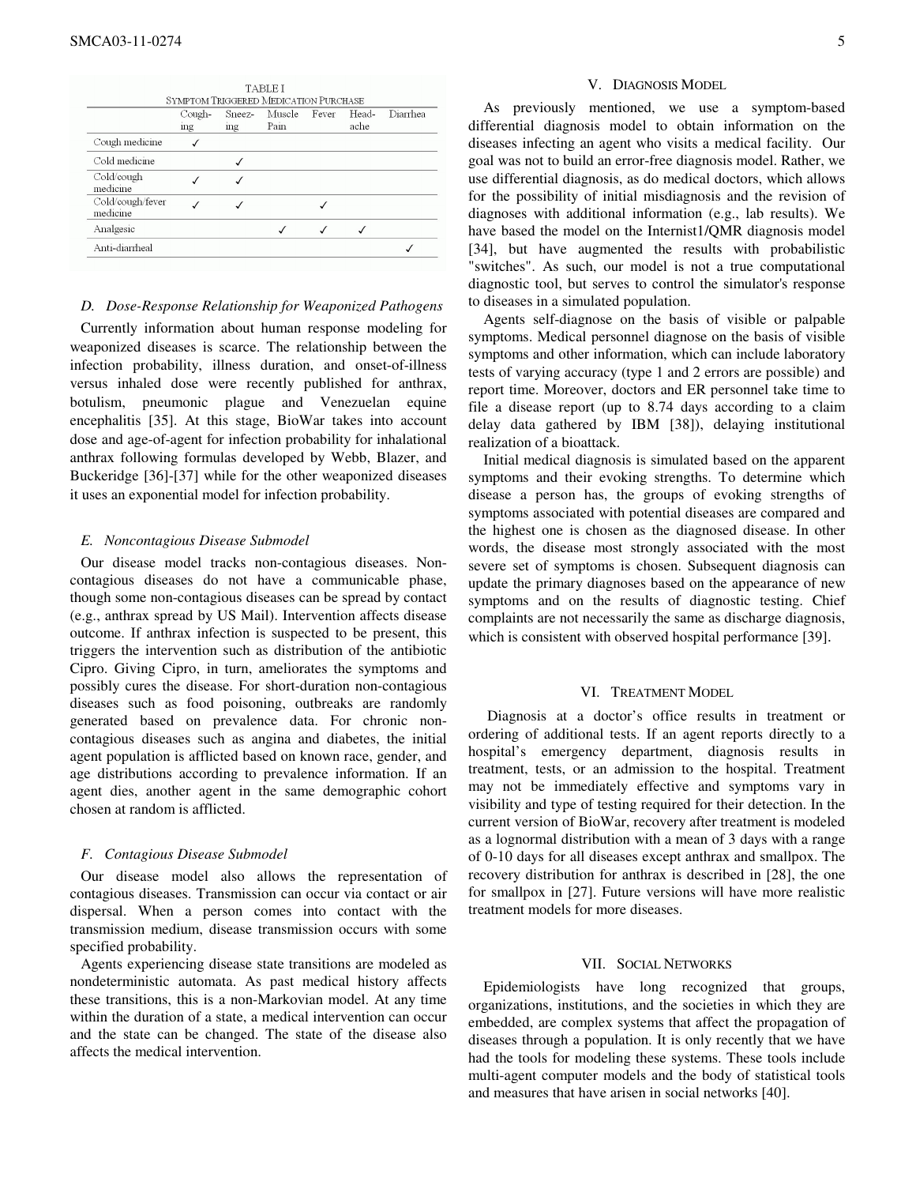TABLE I
SYMPTOM TRIGGERED MEDICATION PURCHASE

| | Coughing | Sneezing | Muscle Pain | Fever | Headache | Diarrhea |
|---|---|---|---|---|---|---|
| Cough medicine | ✓ | | | | | |
| Cold medicine | | ✓ | | | | |
| Cold/cough medicine | ✓ | ✓ | | | | |
| Cold/cough/fever medicine | ✓ | ✓ | | ✓ | | |
| Analgesic | | | ✓ | ✓ | ✓ | |
| Anti-diarrheal | | | | | | ✓ |

### *D. Dose-Response Relationship for Weaponized Pathogens*

Currently information about human response modeling for weaponized diseases is scarce. The relationship between the infection probability, illness duration, and onset-of-illness versus inhaled dose were recently published for anthrax, botulism, pneumonic plague and Venezuelan equine encephalitis [35]. At this stage, BioWar takes into account dose and age-of-agent for infection probability for inhalational anthrax following formulas developed by Webb, Blazer, and Buckeridge [36]-[37] while for the other weaponized diseases it uses an exponential model for infection probability.

### *E. Noncontagious Disease Submodel*

Our disease model tracks non-contagious diseases. Non-contagious diseases do not have a communicable phase, though some non-contagious diseases can be spread by contact (e.g., anthrax spread by US Mail). Intervention affects disease outcome. If anthrax infection is suspected to be present, this triggers the intervention such as distribution of the antibiotic Cipro. Giving Cipro, in turn, ameliorates the symptoms and possibly cures the disease. For short-duration non-contagious diseases such as food poisoning, outbreaks are randomly generated based on prevalence data. For chronic non-contagious diseases such as angina and diabetes, the initial agent population is afflicted based on known race, gender, and age distributions according to prevalence information. If an agent dies, another agent in the same demographic cohort chosen at random is afflicted.

### *F. Contagious Disease Submodel*

Our disease model also allows the representation of contagious diseases. Transmission can occur via contact or air dispersal. When a person comes into contact with the transmission medium, disease transmission occurs with some specified probability.

Agents experiencing disease state transitions are modeled as nondeterministic automata. As past medical history affects these transitions, this is a non-Markovian model. At any time within the duration of a state, a medical intervention can occur and the state can be changed. The state of the disease also affects the medical intervention.

## V. DIAGNOSIS MODEL

As previously mentioned, we use a symptom-based differential diagnosis model to obtain information on the diseases infecting an agent who visits a medical facility. Our goal was not to build an error-free diagnosis model. Rather, we use differential diagnosis, as do medical doctors, which allows for the possibility of initial misdiagnosis and the revision of diagnoses with additional information (e.g., lab results). We have based the model on the Internist1/QMR diagnosis model [34], but have augmented the results with probabilistic "switches". As such, our model is not a true computational diagnostic tool, but serves to control the simulator's response to diseases in a simulated population.

Agents self-diagnose on the basis of visible or palpable symptoms. Medical personnel diagnose on the basis of visible symptoms and other information, which can include laboratory tests of varying accuracy (type 1 and 2 errors are possible) and report time. Moreover, doctors and ER personnel take time to file a disease report (up to 8.74 days according to a claim delay data gathered by IBM [38]), delaying institutional realization of a bioattack.

Initial medical diagnosis is simulated based on the apparent symptoms and their evoking strengths. To determine which disease a person has, the groups of evoking strengths of symptoms associated with potential diseases are compared and the highest one is chosen as the diagnosed disease. In other words, the disease most strongly associated with the most severe set of symptoms is chosen. Subsequent diagnosis can update the primary diagnoses based on the appearance of new symptoms and on the results of diagnostic testing. Chief complaints are not necessarily the same as discharge diagnosis, which is consistent with observed hospital performance [39].

## VI. TREATMENT MODEL

Diagnosis at a doctor's office results in treatment or ordering of additional tests. If an agent reports directly to a hospital's emergency department, diagnosis results in treatment, tests, or an admission to the hospital. Treatment may not be immediately effective and symptoms vary in visibility and type of testing required for their detection. In the current version of BioWar, recovery after treatment is modeled as a lognormal distribution with a mean of 3 days with a range of 0-10 days for all diseases except anthrax and smallpox. The recovery distribution for anthrax is described in [28], the one for smallpox in [27]. Future versions will have more realistic treatment models for more diseases.

## VII. SOCIAL NETWORKS

Epidemiologists have long recognized that groups, organizations, institutions, and the societies in which they are embedded, are complex systems that affect the propagation of diseases through a population. It is only recently that we have had the tools for modeling these systems. These tools include multi-agent computer models and the body of statistical tools and measures that have arisen in social networks [40].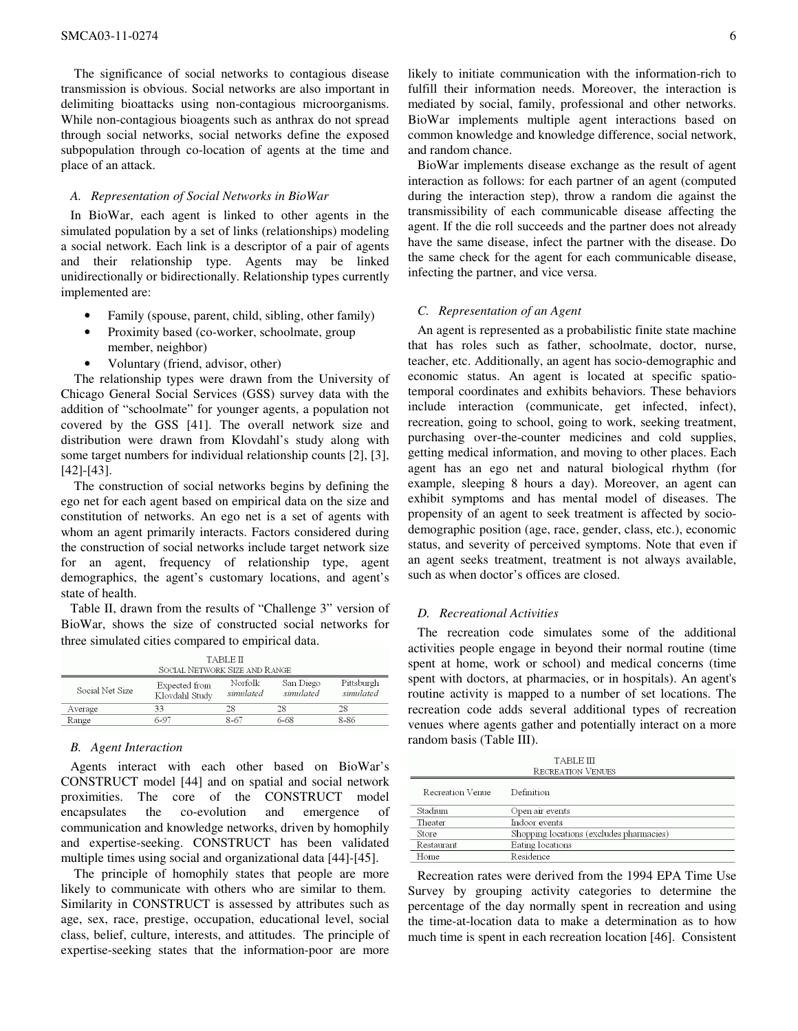The significance of social networks to contagious disease transmission is obvious. Social networks are also important in delimiting bioattacks using non-contagious microorganisms. While non-contagious bioagents such as anthrax do not spread through social networks, social networks define the exposed subpopulation through co-location of agents at the time and place of an attack.

### *A. Representation of Social Networks in BioWar*

In BioWar, each agent is linked to other agents in the simulated population by a set of links (relationships) modeling a social network. Each link is a descriptor of a pair of agents and their relationship type. Agents may be linked unidirectionally or bidirectionally. Relationship types currently implemented are:

- Family (spouse, parent, child, sibling, other family)
- Proximity based (co-worker, schoolmate, group member, neighbor)
- Voluntary (friend, advisor, other)

The relationship types were drawn from the University of Chicago General Social Services (GSS) survey data with the addition of "schoolmate" for younger agents, a population not covered by the GSS [41]. The overall network size and distribution were drawn from Klovdahl's study along with some target numbers for individual relationship counts [2], [3], [42]-[43].

The construction of social networks begins by defining the ego net for each agent based on empirical data on the size and constitution of networks. An ego net is a set of agents with whom an agent primarily interacts. Factors considered during the construction of social networks include target network size for an agent, frequency of relationship type, agent demographics, the agent's customary locations, and agent's state of health.

Table II, drawn from the results of "Challenge 3" version of BioWar, shows the size of constructed social networks for three simulated cities compared to empirical data.

TABLE II
SOCIAL NETWORK SIZE AND RANGE

| Social Net Size | Expected from Klovdahl Study | Norfolk *simulated* | San Diego *simulated* | Pittsburgh *simulated* |
|---|---|---|---|---|
| Average | 33 | 28 | 28 | 28 |
| Range | 6-97 | 8-67 | 6-68 | 8-86 |

### *B. Agent Interaction*

Agents interact with each other based on BioWar's CONSTRUCT model [44] and on spatial and social network proximities. The core of the CONSTRUCT model encapsulates the co-evolution and emergence of communication and knowledge networks, driven by homophily and expertise-seeking. CONSTRUCT has been validated multiple times using social and organizational data [44]-[45].

The principle of homophily states that people are more likely to communicate with others who are similar to them. Similarity in CONSTRUCT is assessed by attributes such as age, sex, race, prestige, occupation, educational level, social class, belief, culture, interests, and attitudes. The principle of expertise-seeking states that the information-poor are more likely to initiate communication with the information-rich to fulfill their information needs. Moreover, the interaction is mediated by social, family, professional and other networks. BioWar implements multiple agent interactions based on common knowledge and knowledge difference, social network, and random chance.

BioWar implements disease exchange as the result of agent interaction as follows: for each partner of an agent (computed during the interaction step), throw a random die against the transmissibility of each communicable disease affecting the agent. If the die roll succeeds and the partner does not already have the same disease, infect the partner with the disease. Do the same check for the agent for each communicable disease, infecting the partner, and vice versa.

### *C. Representation of an Agent*

An agent is represented as a probabilistic finite state machine that has roles such as father, schoolmate, doctor, nurse, teacher, etc. Additionally, an agent has socio-demographic and economic status. An agent is located at specific spatio-temporal coordinates and exhibits behaviors. These behaviors include interaction (communicate, get infected, infect), recreation, going to school, going to work, seeking treatment, purchasing over-the-counter medicines and cold supplies, getting medical information, and moving to other places. Each agent has an ego net and natural biological rhythm (for example, sleeping 8 hours a day). Moreover, an agent can exhibit symptoms and has mental model of diseases. The propensity of an agent to seek treatment is affected by socio-demographic position (age, race, gender, class, etc.), economic status, and severity of perceived symptoms. Note that even if an agent seeks treatment, treatment is not always available, such as when doctor's offices are closed.

### *D. Recreational Activities*

The recreation code simulates some of the additional activities people engage in beyond their normal routine (time spent at home, work or school) and medical concerns (time spent with doctors, at pharmacies, or in hospitals). An agent's routine activity is mapped to a number of set locations. The recreation code adds several additional types of recreation venues where agents gather and potentially interact on a more random basis (Table III).

TABLE III
RECREATION VENUES

| Recreation Venue | Definition |
|---|---|
| Stadium | Open air events |
| Theater | Indoor events |
| Store | Shopping locations (excludes pharmacies) |
| Restaurant | Eating locations |
| Home | Residence |

Recreation rates were derived from the 1994 EPA Time Use Survey by grouping activity categories to determine the percentage of the day normally spent in recreation and using the time-at-location data to make a determination as to how much time is spent in each recreation location [46]. Consistent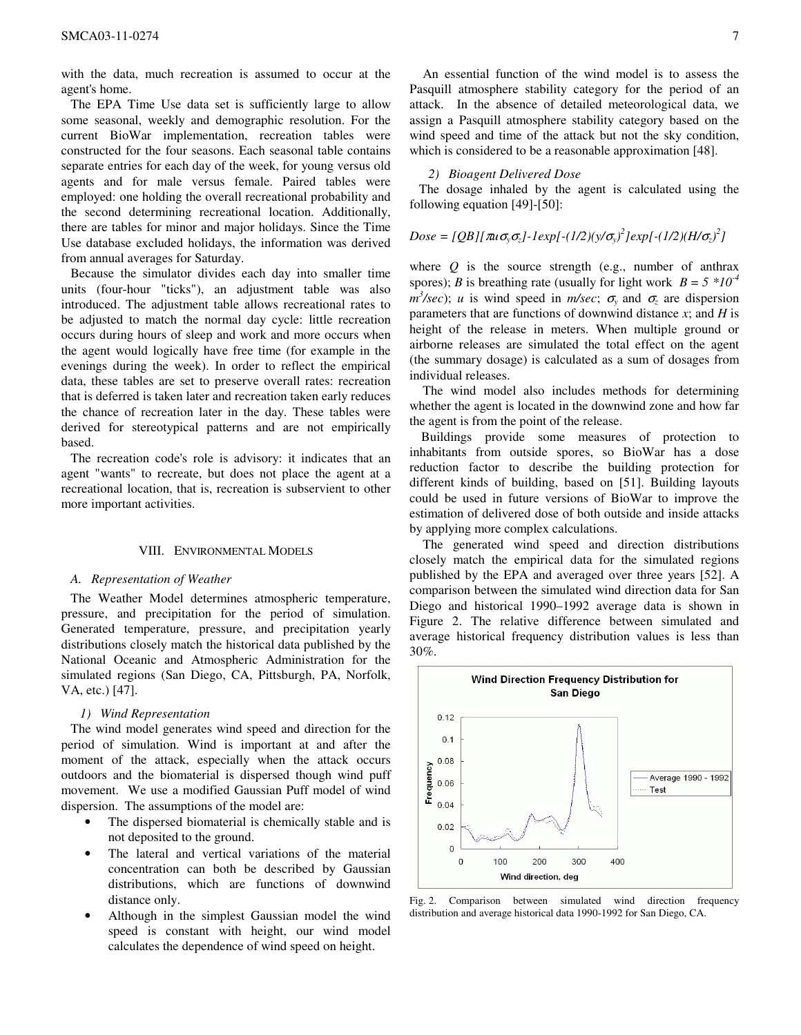with the data, much recreation is assumed to occur at the agent's home.

The EPA Time Use data set is sufficiently large to allow some seasonal, weekly and demographic resolution. For the current BioWar implementation, recreation tables were constructed for the four seasons. Each seasonal table contains separate entries for each day of the week, for young versus old agents and for male versus female. Paired tables were employed: one holding the overall recreational probability and the second determining recreational location. Additionally, there are tables for minor and major holidays. Since the Time Use database excluded holidays, the information was derived from annual averages for Saturday.

Because the simulator divides each day into smaller time units (four-hour "ticks"), an adjustment table was also introduced. The adjustment table allows recreational rates to be adjusted to match the normal day cycle: little recreation occurs during hours of sleep and work and more occurs when the agent would logically have free time (for example in the evenings during the week). In order to reflect the empirical data, these tables are set to preserve overall rates: recreation that is deferred is taken later and recreation taken early reduces the chance of recreation later in the day. These tables were derived for stereotypical patterns and are not empirically based.

The recreation code's role is advisory: it indicates that an agent "wants" to recreate, but does not place the agent at a recreational location, that is, recreation is subservient to other more important activities.

## VIII. Environmental Models

### A. Representation of Weather

The Weather Model determines atmospheric temperature, pressure, and precipitation for the period of simulation. Generated temperature, pressure, and precipitation yearly distributions closely match the historical data published by the National Oceanic and Atmospheric Administration for the simulated regions (San Diego, CA, Pittsburgh, PA, Norfolk, VA, etc.) [47].

#### 1) Wind Representation

The wind model generates wind speed and direction for the period of simulation. Wind is important at and after the moment of the attack, especially when the attack occurs outdoors and the biomaterial is dispersed though wind puff movement. We use a modified Gaussian Puff model of wind dispersion. The assumptions of the model are:

- The dispersed biomaterial is chemically stable and is not deposited to the ground.
- The lateral and vertical variations of the material concentration can both be described by Gaussian distributions, which are functions of downwind distance only.
- Although in the simplest Gaussian model the wind speed is constant with height, our wind model calculates the dependence of wind speed on height.

An essential function of the wind model is to assess the Pasquill atmosphere stability category for the period of an attack. In the absence of detailed meteorological data, we assign a Pasquill atmosphere stability category based on the wind speed and time of the attack but not the sky condition, which is considered to be a reasonable approximation [48].

#### 2) Bioagent Delivered Dose

The dosage inhaled by the agent is calculated using the following equation [49]-[50]:

$$Dose = [QB][\pi u \sigma_y \sigma_z]\text{-}1exp[-(1/2)(y/\sigma_y)^2]exp[-(1/2)(H/\sigma_z)^2]$$

where $Q$ is the source strength (e.g., number of anthrax spores); $B$ is breathing rate (usually for light work $B = 5 * 10^{-4}$ $m^3/sec$); $u$ is wind speed in $m/sec$; $\sigma_y$ and $\sigma_z$ are dispersion parameters that are functions of downwind distance $x$; and $H$ is height of the release in meters. When multiple ground or airborne releases are simulated the total effect on the agent (the summary dosage) is calculated as a sum of dosages from individual releases.

The wind model also includes methods for determining whether the agent is located in the downwind zone and how far the agent is from the point of the release.

Buildings provide some measures of protection to inhabitants from outside spores, so BioWar has a dose reduction factor to describe the building protection for different kinds of building, based on [51]. Building layouts could be used in future versions of BioWar to improve the estimation of delivered dose of both outside and inside attacks by applying more complex calculations.

The generated wind speed and direction distributions closely match the empirical data for the simulated regions published by the EPA and averaged over three years [52]. A comparison between the simulated wind direction data for San Diego and historical 1990–1992 average data is shown in Figure 2. The relative difference between simulated and average historical frequency distribution values is less than 30%.

Fig. 2. Comparison between simulated wind direction frequency distribution and average historical data 1990-1992 for San Diego, CA.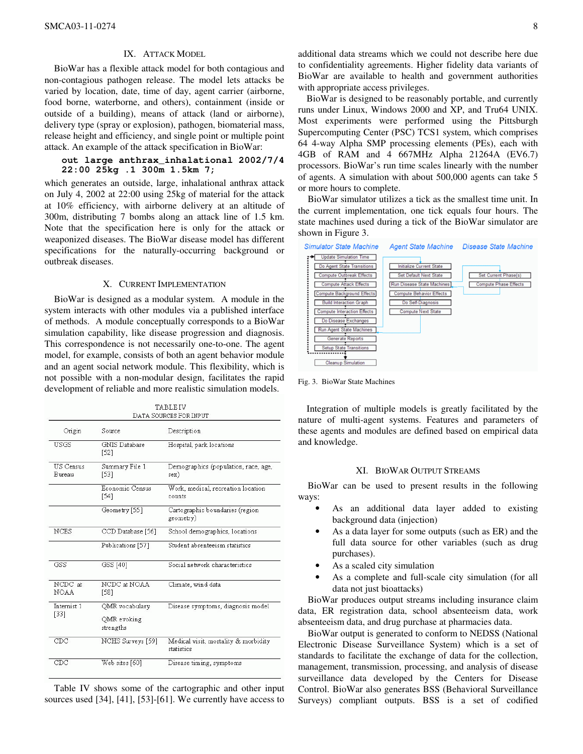## IX. ATTACK MODEL

BioWar has a flexible attack model for both contagious and non-contagious pathogen release. The model lets attacks be varied by location, date, time of day, agent carrier (airborne, food borne, waterborne, and others), containment (inside or outside of a building), means of attack (land or airborne), delivery type (spray or explosion), pathogen, biomaterial mass, release height and efficiency, and single point or multiple point attack. An example of the attack specification in BioWar:

```
out large anthrax_inhalational 2002/7/4
22:00 25kg .1 300m 1.5km 7;
```

which generates an outside, large, inhalational anthrax attack on July 4, 2002 at 22:00 using 25kg of material for the attack at 10% efficiency, with airborne delivery at an altitude of 300m, distributing 7 bombs along an attack line of 1.5 km. Note that the specification here is only for the attack or weaponized diseases. The BioWar disease model has different specifications for the naturally-occurring background or outbreak diseases.

## X. CURRENT IMPLEMENTATION

BioWar is designed as a modular system. A module in the system interacts with other modules via a published interface of methods. A module conceptually corresponds to a BioWar simulation capability, like disease progression and diagnosis. This correspondence is not necessarily one-to-one. The agent model, for example, consists of both an agent behavior module and an agent social network module. This flexibility, which is not possible with a non-modular design, facilitates the rapid development of reliable and more realistic simulation models.

TABLE IV
DATA SOURCES FOR INPUT

| Origin | Source | Description |
|---|---|---|
| USGS | GNIS Database [52] | Hospital, park locations |
| US Census Bureau | Summary File 1 [53] | Demographics (population, race, age, sex) |
| | Economic Census [54] | Work, medical, recreation location counts |
| | Geometry [55] | Cartographic boundaries (region geometry) |
| NCES | CCD Database [56] | School demographics, locations |
| | Publications [57] | Student absenteeism statistics |
| GSS | GSS [40] | Social network characteristics |
| NCDC at NOAA | NCDC at NOAA [58] | Climate, wind data |
| Internist 1 [33] | QMR vocabulary<br>QMR evoking strengths | Disease symptoms, diagnosis model |
| CDC | NCHS Surveys [59] | Medical visit, mortality & morbidity statistics |
| CDC | Web sites [60] | Disease timing, symptoms |

Table IV shows some of the cartographic and other input sources used [34], [41], [53]-[61]. We currently have access to additional data streams which we could not describe here due to confidentiality agreements. Higher fidelity data variants of BioWar are available to health and government authorities with appropriate access privileges.

BioWar is designed to be reasonably portable, and currently runs under Linux, Windows 2000 and XP, and Tru64 UNIX. Most experiments were performed using the Pittsburgh Supercomputing Center (PSC) TCS1 system, which comprises 64 4-way Alpha SMP processing elements (PEs), each with 4GB of RAM and 4 667MHz Alpha 21264A (EV6.7) processors. BioWar's run time scales linearly with the number of agents. A simulation with about 500,000 agents can take 5 or more hours to complete.

BioWar simulator utilizes a tick as the smallest time unit. In the current implementation, one tick equals four hours. The state machines used during a tick of the BioWar simulator are shown in Figure 3.

Fig. 3. BioWar State Machines

Integration of multiple models is greatly facilitated by the nature of multi-agent systems. Features and parameters of these agents and modules are defined based on empirical data and knowledge.

## XI. BIOWAR OUTPUT STREAMS

BioWar can be used to present results in the following ways:

- As an additional data layer added to existing background data (injection)
- As a data layer for some outputs (such as ER) and the full data source for other variables (such as drug purchases).
- As a scaled city simulation
- As a complete and full-scale city simulation (for all data not just bioattacks)

BioWar produces output streams including insurance claim data, ER registration data, school absenteeism data, work absenteeism data, and drug purchase at pharmacies data.

BioWar output is generated to conform to NEDSS (National Electronic Disease Surveillance System) which is a set of standards to facilitate the exchange of data for the collection, management, transmission, processing, and analysis of disease surveillance data developed by the Centers for Disease Control. BioWar also generates BSS (Behavioral Surveillance Surveys) compliant outputs. BSS is a set of codified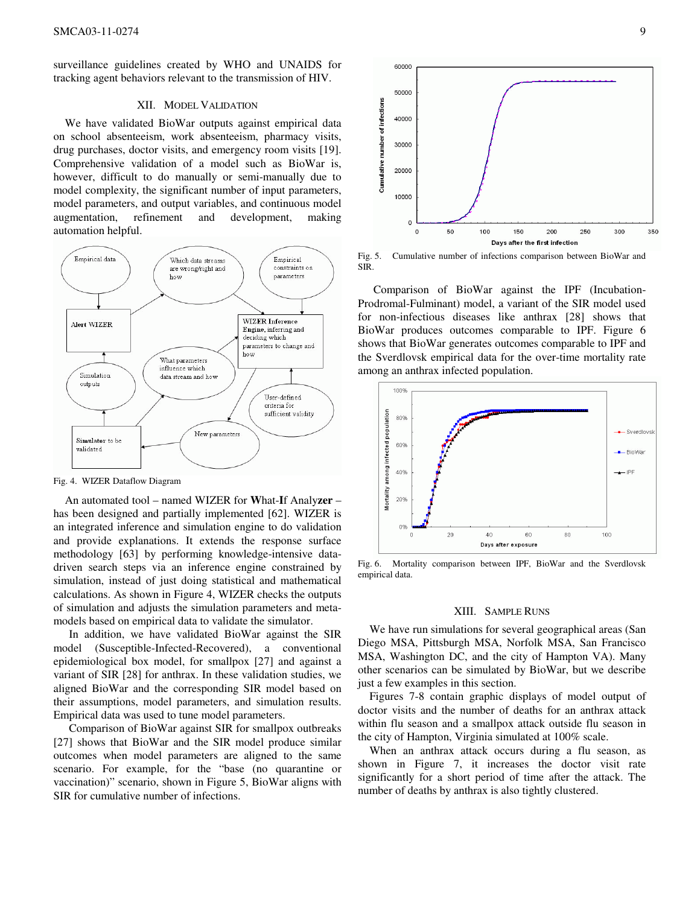surveillance guidelines created by WHO and UNAIDS for tracking agent behaviors relevant to the transmission of HIV.

## XII. Model Validation

We have validated BioWar outputs against empirical data on school absenteeism, work absenteeism, pharmacy visits, drug purchases, doctor visits, and emergency room visits [19]. Comprehensive validation of a model such as BioWar is, however, difficult to do manually or semi-manually due to model complexity, the significant number of input parameters, model parameters, and output variables, and continuous model augmentation, refinement and development, making automation helpful.

Fig. 4. WIZER Dataflow Diagram

An automated tool – named WIZER for **W**hat-**I**f Analy**zer** – has been designed and partially implemented [62]. WIZER is an integrated inference and simulation engine to do validation and provide explanations. It extends the response surface methodology [63] by performing knowledge-intensive data-driven search steps via an inference engine constrained by simulation, instead of just doing statistical and mathematical calculations. As shown in Figure 4, WIZER checks the outputs of simulation and adjusts the simulation parameters and meta-models based on empirical data to validate the simulator.

In addition, we have validated BioWar against the SIR model (Susceptible-Infected-Recovered), a conventional epidemiological box model, for smallpox [27] and against a variant of SIR [28] for anthrax. In these validation studies, we aligned BioWar and the corresponding SIR model based on their assumptions, model parameters, and simulation results. Empirical data was used to tune model parameters.

Comparison of BioWar against SIR for smallpox outbreaks [27] shows that BioWar and the SIR model produce similar outcomes when model parameters are aligned to the same scenario. For example, for the "base (no quarantine or vaccination)" scenario, shown in Figure 5, BioWar aligns with SIR for cumulative number of infections.

Fig. 5. Cumulative number of infections comparison between BioWar and SIR.

Comparison of BioWar against the IPF (Incubation-Prodromal-Fulminant) model, a variant of the SIR model used for non-infectious diseases like anthrax [28] shows that BioWar produces outcomes comparable to IPF. Figure 6 shows that BioWar generates outcomes comparable to IPF and the Sverdlovsk empirical data for the over-time mortality rate among an anthrax infected population.

Fig. 6. Mortality comparison between IPF, BioWar and the Sverdlovsk empirical data.

## XIII. Sample Runs

We have run simulations for several geographical areas (San Diego MSA, Pittsburgh MSA, Norfolk MSA, San Francisco MSA, Washington DC, and the city of Hampton VA). Many other scenarios can be simulated by BioWar, but we describe just a few examples in this section.

Figures 7-8 contain graphic displays of model output of doctor visits and the number of deaths for an anthrax attack within flu season and a smallpox attack outside flu season in the city of Hampton, Virginia simulated at 100% scale.

When an anthrax attack occurs during a flu season, as shown in Figure 7, it increases the doctor visit rate significantly for a short period of time after the attack. The number of deaths by anthrax is also tightly clustered.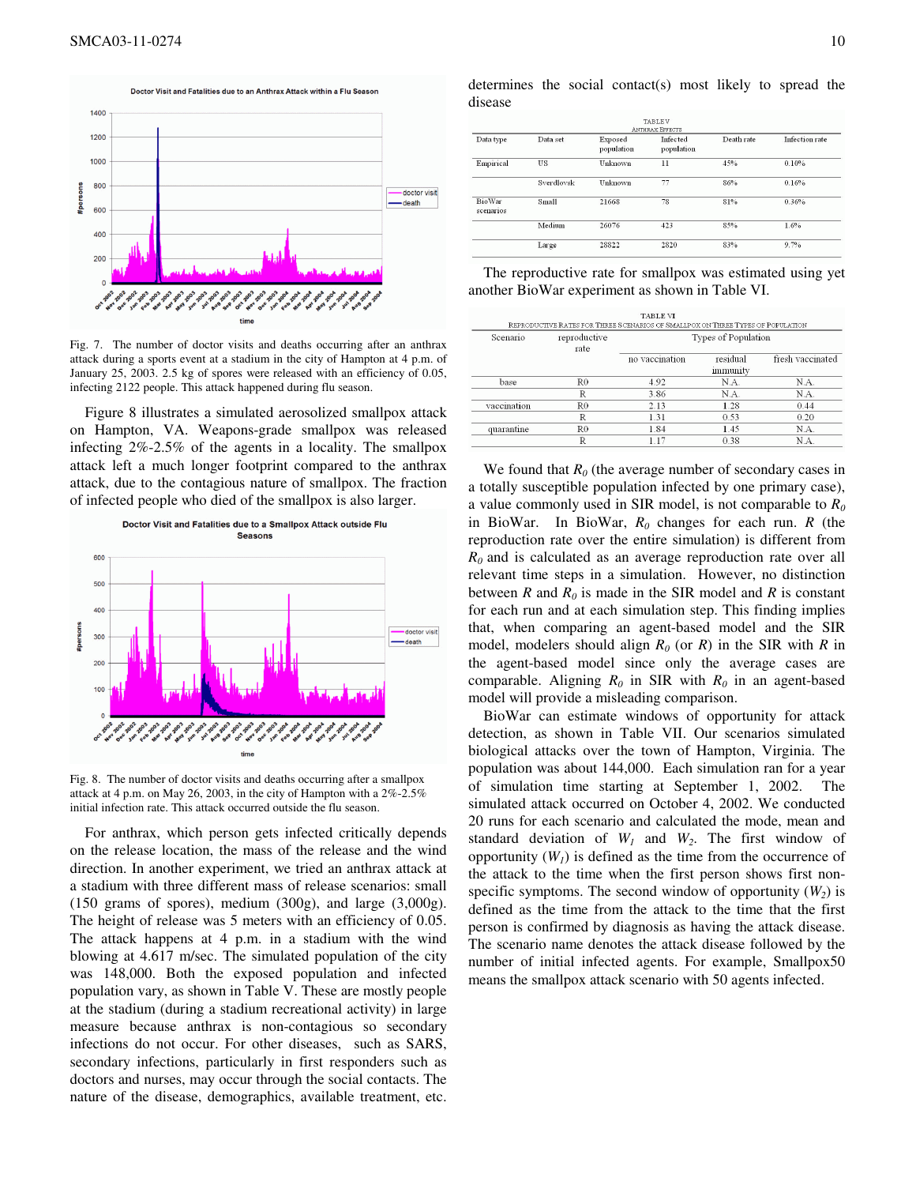Fig. 7. The number of doctor visits and deaths occurring after an anthrax attack during a sports event at a stadium in the city of Hampton at 4 p.m. of January 25, 2003. 2.5 kg of spores were released with an efficiency of 0.05, infecting 2122 people. This attack happened during flu season.

Figure 8 illustrates a simulated aerosolized smallpox attack on Hampton, VA. Weapons-grade smallpox was released infecting 2%-2.5% of the agents in a locality. The smallpox attack left a much longer footprint compared to the anthrax attack, due to the contagious nature of smallpox. The fraction of infected people who died of the smallpox is also larger.

Fig. 8. The number of doctor visits and deaths occurring after a smallpox attack at 4 p.m. on May 26, 2003, in the city of Hampton with a 2%-2.5% initial infection rate. This attack occurred outside the flu season.

For anthrax, which person gets infected critically depends on the release location, the mass of the release and the wind direction. In another experiment, we tried an anthrax attack at a stadium with three different mass of release scenarios: small (150 grams of spores), medium (300g), and large (3,000g). The height of release was 5 meters with an efficiency of 0.05. The attack happens at 4 p.m. in a stadium with the wind blowing at 4.617 m/sec. The simulated population of the city was 148,000. Both the exposed population and infected population vary, as shown in Table V. These are mostly people at the stadium (during a stadium recreational activity) in large measure because anthrax is non-contagious so secondary infections do not occur. For other diseases, such as SARS, secondary infections, particularly in first responders such as doctors and nurses, may occur through the social contacts. The nature of the disease, demographics, available treatment, etc. determines the social contact(s) most likely to spread the disease

TABLE V
ANTHRAX EFFECTS

| Data type | Data set | Exposed population | Infected population | Death rate | Infection rate |
|---|---|---|---|---|---|
| Empirical | US | Unknown | 11 | 45% | 0.10% |
| | Sverdlovsk | Unknown | 77 | 86% | 0.16% |
| BioWar scenarios | Small | 21668 | 78 | 81% | 0.36% |
| | Medium | 26076 | 423 | 85% | 1.6% |
| | Large | 28822 | 2820 | 83% | 9.7% |

The reproductive rate for smallpox was estimated using yet another BioWar experiment as shown in Table VI.

TABLE VI
REPRODUCTIVE RATES FOR THREE SCENARIOS OF SMALLPOX ON THREE TYPES OF POPULATION

| Scenario | reproductive rate | Types of Population | | |
|---|---|---|---|---|
| | | no vaccination | residual immunity | fresh vaccinated |
| base | R0 | 4.92 | N.A. | N.A. |
| | R | 3.86 | N.A. | N.A. |
| vaccination | R0 | 2.13 | 1.28 | 0.44 |
| | R | 1.31 | 0.53 | 0.20 |
| quarantine | R0 | 1.84 | 1.45 | N.A. |
| | R | 1.17 | 0.38 | N.A. |

We found that $R_0$ (the average number of secondary cases in a totally susceptible population infected by one primary case), a value commonly used in SIR model, is not comparable to $R_0$ in BioWar. In BioWar, $R_0$ changes for each run. $R$ (the reproduction rate over the entire simulation) is different from $R_0$ and is calculated as an average reproduction rate over all relevant time steps in a simulation. However, no distinction between $R$ and $R_0$ is made in the SIR model and $R$ is constant for each run and at each simulation step. This finding implies that, when comparing an agent-based model and the SIR model, modelers should align $R_0$ (or $R$) in the SIR with $R$ in the agent-based model since only the average cases are comparable. Aligning $R_0$ in SIR with $R_0$ in an agent-based model will provide a misleading comparison.

BioWar can estimate windows of opportunity for attack detection, as shown in Table VII. Our scenarios simulated biological attacks over the town of Hampton, Virginia. The population was about 144,000. Each simulation ran for a year of simulation time starting at September 1, 2002. The simulated attack occurred on October 4, 2002. We conducted 20 runs for each scenario and calculated the mode, mean and standard deviation of $W_1$ and $W_2$. The first window of opportunity ($W_1$) is defined as the time from the occurrence of the attack to the time when the first person shows first non-specific symptoms. The second window of opportunity ($W_2$) is defined as the time from the attack to the time that the first person is confirmed by diagnosis as having the attack disease. The scenario name denotes the attack disease followed by the number of initial infected agents. For example, Smallpox50 means the smallpox attack scenario with 50 agents infected.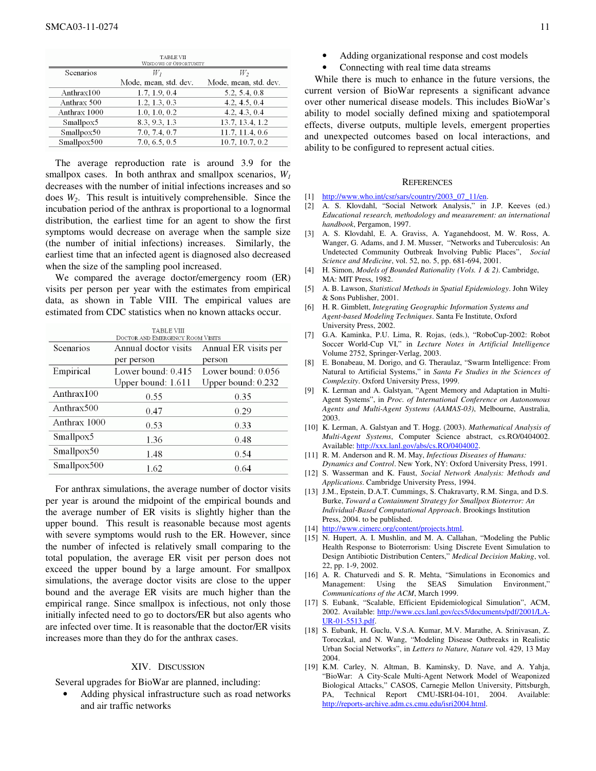TABLE VII
WINDOWS OF OPPORTUNITY

| Scenarios | $W_1$ | $W_2$ |
|---|---|---|
| | Mode, mean, std. dev. | Mode, mean, std. dev. |
| Anthrax100 | 1.7, 1.9, 0.4 | 5.2, 5.4, 0.8 |
| Anthrax 500 | 1.2, 1.3, 0.3 | 4.2, 4.5, 0.4 |
| Anthrax 1000 | 1.0, 1.0, 0.2 | 4.2, 4.3, 0.4 |
| Smallpox5 | 8.3, 9.3, 1.3 | 13.7, 13.4, 1.2 |
| Smallpox50 | 7.0, 7.4, 0.7 | 11.7, 11.4, 0.6 |
| Smallpox500 | 7.0, 6.5, 0.5 | 10.7, 10.7, 0.2 |

The average reproduction rate is around 3.9 for the smallpox cases. In both anthrax and smallpox scenarios, $W_1$ decreases with the number of initial infections increases and so does $W_2$. This result is intuitively comprehensible. Since the incubation period of the anthrax is proportional to a lognormal distribution, the earliest time for an agent to show the first symptoms would decrease on average when the sample size (the number of initial infections) increases. Similarly, the earliest time that an infected agent is diagnosed also decreased when the size of the sampling pool increased.

We compared the average doctor/emergency room (ER) visits per person per year with the estimates from empirical data, as shown in Table VIII. The empirical values are estimated from CDC statistics when no known attacks occur.

TABLE VIII
DOCTOR AND EMERGENCY ROOM VISITS

| Scenarios | Annual doctor visits per person | Annual ER visits per person |
|---|---|---|
| Empirical | Lower bound: 0.415<br>Upper bound: 1.611 | Lower bound: 0.056<br>Upper bound: 0.232 |
| Anthrax100 | 0.55 | 0.35 |
| Anthrax500 | 0.47 | 0.29 |
| Anthrax 1000 | 0.53 | 0.33 |
| Smallpox5 | 1.36 | 0.48 |
| Smallpox50 | 1.48 | 0.54 |
| Smallpox500 | 1.62 | 0.64 |

For anthrax simulations, the average number of doctor visits per year is around the midpoint of the empirical bounds and the average number of ER visits is slightly higher than the upper bound. This result is reasonable because most agents with severe symptoms would rush to the ER. However, since the number of infected is relatively small comparing to the total population, the average ER visit per person does not exceed the upper bound by a large amount. For smallpox simulations, the average doctor visits are close to the upper bound and the average ER visits are much higher than the empirical range. Since smallpox is infectious, not only those initially infected need to go to doctors/ER but also agents who are infected over time. It is reasonable that the doctor/ER visits increases more than they do for the anthrax cases.

## XIV. DISCUSSION

Several upgrades for BioWar are planned, including:

- Adding physical infrastructure such as road networks and air traffic networks
- Adding organizational response and cost models
- Connecting with real time data streams

While there is much to enhance in the future versions, the current version of BioWar represents a significant advance over other numerical disease models. This includes BioWar's ability to model socially defined mixing and spatiotemporal effects, diverse outputs, multiple levels, emergent properties and unexpected outcomes based on local interactions, and ability to be configured to represent actual cities.

## REFERENCES

[1] http://www.who.int/csr/sars/country/2003_07_11/en.

[2] A. S. Klovdahl, "Social Network Analysis," in J.P. Keeves (ed.) *Educational research, methodology and measurement: an international handbook*, Pergamon, 1997.

[3] A. S. Klovdahl, E. A. Graviss, A. Yaganehdoost, M. W. Ross, A. Wanger, G. Adams, and J. M. Musser, "Networks and Tuberculosis: An Undetected Community Outbreak Involving Public Places", *Social Science and Medicine*, vol. 52, no. 5, pp. 681-694, 2001.

[4] H. Simon, *Models of Bounded Rationality (Vols. 1 & 2)*. Cambridge, MA: MIT Press, 1982.

[5] A. B. Lawson, *Statistical Methods in Spatial Epidemiology*. John Wiley & Sons Publisher, 2001.

[6] H. R. Gimblett, *Integrating Geographic Information Systems and Agent-based Modeling Techniques*. Santa Fe Institute, Oxford University Press, 2002.

[7] G.A. Kaminka, P.U. Lima, R. Rojas, (eds.), "RoboCup-2002: Robot Soccer World-Cup VI," in *Lecture Notes in Artificial Intelligence* Volume 2752, Springer-Verlag, 2003.

[8] E. Bonabeau, M. Dorigo, and G. Theraulaz, "Swarm Intelligence: From Natural to Artificial Systems," in *Santa Fe Studies in the Sciences of Complexity*. Oxford University Press, 1999.

[9] K. Lerman and A. Galstyan, "Agent Memory and Adaptation in Multi-Agent Systems", in *Proc. of International Conference on Autonomous Agents and Multi-Agent Systems (AAMAS-03)*, Melbourne, Australia, 2003.

[10] K. Lerman, A. Galstyan and T. Hogg. (2003). *Mathematical Analysis of Multi-Agent Systems*, Computer Science abstract, cs.RO/0404002. Available: http://xxx.lanl.gov/abs/cs.RO/0404002.

[11] R. M. Anderson and R. M. May, *Infectious Diseases of Humans: Dynamics and Control*. New York, NY: Oxford University Press, 1991.

[12] S. Wasserman and K. Faust, *Social Network Analysis: Methods and Applications*. Cambridge University Press, 1994.

[13] J.M., Epstein, D.A.T. Cummings, S. Chakravarty, R.M. Singa, and D.S. Burke, *Toward a Containment Strategy for Smallpox Bioterror: An Individual-Based Computational Approach*. Brookings Institution Press, 2004. to be published.

[14] http://www.cimerc.org/content/projects.html.

[15] N. Hupert, A. I. Mushlin, and M. A. Callahan, "Modeling the Public Health Response to Bioterrorism: Using Discrete Event Simulation to Design Antibiotic Distribution Centers," *Medical Decision Making*, vol. 22, pp. 1-9, 2002.

[16] A. R. Chaturvedi and S. R. Mehta, "Simulations in Economics and Management: Using the SEAS Simulation Environment," *Communications of the ACM*, March 1999.

[17] S. Eubank, "Scalable, Efficient Epidemiological Simulation", ACM, 2002. Available: http://www.ccs.lanl.gov/ccs5/documents/pdf/2001/LA-UR-01-5513.pdf.

[18] S. Eubank, H. Guclu, V.S.A. Kumar, M.V. Marathe, A. Srinivasan, Z. Toroczkal, and N. Wang, "Modeling Disease Outbreaks in Realistic Urban Social Networks", in *Letters to Nature, Nature* vol. 429, 13 May 2004.

[19] K.M. Carley, N. Altman, B. Kaminsky, D. Nave, and A. Yahja, "BioWar: A City-Scale Multi-Agent Network Model of Weaponized Biological Attacks," CASOS, Carnegie Mellon University, Pittsburgh, PA, Technical Report CMU-ISRI-04-101, 2004. Available: http://reports-archive.adm.cs.cmu.edu/isri2004.html.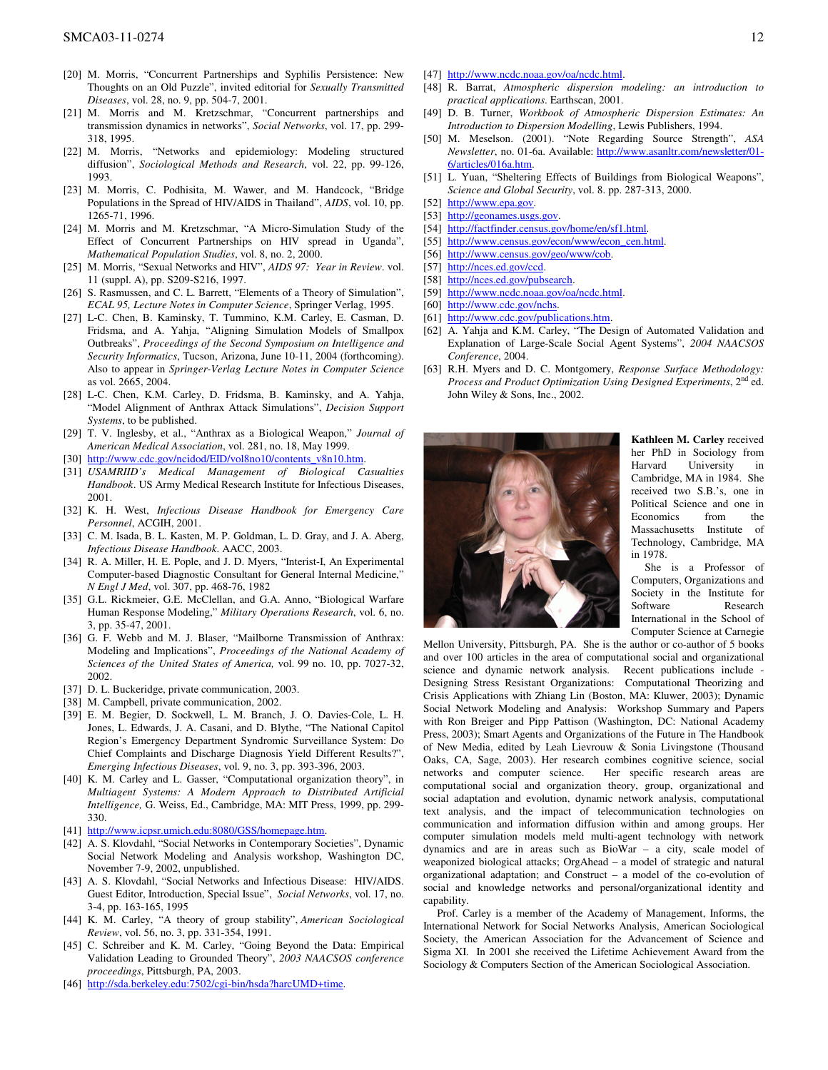[20] M. Morris, "Concurrent Partnerships and Syphilis Persistence: New Thoughts on an Old Puzzle", invited editorial for *Sexually Transmitted Diseases*, vol. 28, no. 9, pp. 504-7, 2001.

[21] M. Morris and M. Kretzschmar, "Concurrent partnerships and transmission dynamics in networks", *Social Networks*, vol. 17, pp. 299-318, 1995.

[22] M. Morris, "Networks and epidemiology: Modeling structured diffusion", *Sociological Methods and Research*, vol. 22, pp. 99-126, 1993.

[23] M. Morris, C. Podhisita, M. Wawer, and M. Handcock, "Bridge Populations in the Spread of HIV/AIDS in Thailand", *AIDS*, vol. 10, pp. 1265-71, 1996.

[24] M. Morris and M. Kretzschmar, "A Micro-Simulation Study of the Effect of Concurrent Partnerships on HIV spread in Uganda", *Mathematical Population Studies*, vol. 8, no. 2, 2000.

[25] M. Morris, "Sexual Networks and HIV", *AIDS 97: Year in Review*. vol. 11 (suppl. A), pp. S209-S216, 1997.

[26] S. Rasmussen, and C. L. Barrett, "Elements of a Theory of Simulation", *ECAL 95, Lecture Notes in Computer Science*, Springer Verlag, 1995.

[27] L-C. Chen, B. Kaminsky, T. Tummino, K.M. Carley, E. Casman, D. Fridsma, and A. Yahja, "Aligning Simulation Models of Smallpox Outbreaks", *Proceedings of the Second Symposium on Intelligence and Security Informatics*, Tucson, Arizona, June 10-11, 2004 (forthcoming). Also to appear in *Springer-Verlag Lecture Notes in Computer Science* as vol. 2665, 2004.

[28] L-C. Chen, K.M. Carley, D. Fridsma, B. Kaminsky, and A. Yahja, "Model Alignment of Anthrax Attack Simulations", *Decision Support Systems*, to be published.

[29] T. V. Inglesby, et al., "Anthrax as a Biological Weapon," *Journal of American Medical Association*, vol. 281, no. 18, May 1999.

[30] http://www.cdc.gov/ncidod/EID/vol8no10/contents_v8n10.htm.

[31] *USAMRIID's Medical Management of Biological Casualties Handbook*. US Army Medical Research Institute for Infectious Diseases, 2001.

[32] K. H. West, *Infectious Disease Handbook for Emergency Care Personnel*, ACGIH, 2001.

[33] C. M. Isada, B. L. Kasten, M. P. Goldman, L. D. Gray, and J. A. Aberg, *Infectious Disease Handbook*. AACC, 2003.

[34] R. A. Miller, H. E. Pople, and J. D. Myers, "Interist-I, An Experimental Computer-based Diagnostic Consultant for General Internal Medicine," *N Engl J Med*, vol. 307, pp. 468-76, 1982

[35] G.L. Rickmeier, G.E. McClellan, and G.A. Anno, "Biological Warfare Human Response Modeling," *Military Operations Research*, vol. 6, no. 3, pp. 35-47, 2001.

[36] G. F. Webb and M. J. Blaser, "Mailborne Transmission of Anthrax: Modeling and Implications", *Proceedings of the National Academy of Sciences of the United States of America,* vol. 99 no. 10, pp. 7027-32, 2002.

[37] D. L. Buckeridge, private communication, 2003.

[38] M. Campbell, private communication, 2002.

[39] E. M. Begier, D. Sockwell, L. M. Branch, J. O. Davies-Cole, L. H. Jones, L. Edwards, J. A. Casani, and D. Blythe, "The National Capitol Region's Emergency Department Syndromic Surveillance System: Do Chief Complaints and Discharge Diagnosis Yield Different Results?", *Emerging Infectious Diseases*, vol. 9, no. 3, pp. 393-396, 2003.

[40] K. M. Carley and L. Gasser, "Computational organization theory", in *Multiagent Systems: A Modern Approach to Distributed Artificial Intelligence,* G. Weiss, Ed., Cambridge, MA: MIT Press, 1999, pp. 299-330.

[41] http://www.icpsr.umich.edu:8080/GSS/homepage.htm.

[42] A. S. Klovdahl, "Social Networks in Contemporary Societies", Dynamic Social Network Modeling and Analysis workshop, Washington DC, November 7-9, 2002, unpublished.

[43] A. S. Klovdahl, "Social Networks and Infectious Disease: HIV/AIDS. Guest Editor, Introduction, Special Issue", *Social Networks*, vol. 17, no. 3-4, pp. 163-165, 1995

[44] K. M. Carley, "A theory of group stability", *American Sociological Review*, vol. 56, no. 3, pp. 331-354, 1991.

[45] C. Schreiber and K. M. Carley, "Going Beyond the Data: Empirical Validation Leading to Grounded Theory", *2003 NAACSOS conference proceedings*, Pittsburgh, PA, 2003.

[46] http://sda.berkeley.edu:7502/cgi-bin/hsda?harcUMD+time.

[47] http://www.ncdc.noaa.gov/oa/ncdc.html.

[48] R. Barrat, *Atmospheric dispersion modeling: an introduction to practical applications*. Earthscan, 2001.

[49] D. B. Turner, *Workbook of Atmospheric Dispersion Estimates: An Introduction to Dispersion Modelling*, Lewis Publishers, 1994.

[50] M. Meselson. (2001). "Note Regarding Source Strength", *ASA Newsletter*, no. 01-6a. Available: http://www.asanltr.com/newsletter/01-6/articles/016a.htm.

[51] L. Yuan, "Sheltering Effects of Buildings from Biological Weapons", *Science and Global Security*, vol. 8. pp. 287-313, 2000.

[52] http://www.epa.gov.

[53] http://geonames.usgs.gov.

[54] http://factfinder.census.gov/home/en/sf1.html.

[55] http://www.census.gov/econ/www/econ_cen.html.

[56] http://www.census.gov/geo/www/cob.

[57] http://nces.ed.gov/ccd.

[58] http://nces.ed.gov/pubsearch.

[59] http://www.ncdc.noaa.gov/oa/ncdc.html.

[60] http://www.cdc.gov/nchs.

[61] http://www.cdc.gov/publications.htm.

[62] A. Yahja and K.M. Carley, "The Design of Automated Validation and Explanation of Large-Scale Social Agent Systems", *2004 NAACSOS Conference*, 2004.

[63] R.H. Myers and D. C. Montgomery, *Response Surface Methodology: Process and Product Optimization Using Designed Experiments*, 2nd ed. John Wiley & Sons, Inc., 2002.

**Kathleen M. Carley** received her PhD in Sociology from Harvard University in Cambridge, MA in 1984. She received two S.B.'s, one in Political Science and one in Economics from the Massachusetts Institute of Technology, Cambridge, MA in 1978.

She is a Professor of Computers, Organizations and Society in the Institute for Software Research International in the School of Computer Science at Carnegie Mellon University, Pittsburgh, PA. She is the author or co-author of 5 books and over 100 articles in the area of computational social and organizational science and dynamic network analysis. Recent publications include - Designing Stress Resistant Organizations: Computational Theorizing and Crisis Applications with Zhiang Lin (Boston, MA: Kluwer, 2003); Dynamic Social Network Modeling and Analysis: Workshop Summary and Papers with Ron Breiger and Pipp Pattison (Washington, DC: National Academy Press, 2003); Smart Agents and Organizations of the Future in The Handbook of New Media, edited by Leah Lievrouw & Sonia Livingstone (Thousand Oaks, CA, Sage, 2003). Her research combines cognitive science, social networks and computer science. Her specific research areas are computational social and organization theory, group, organizational and social adaptation and evolution, dynamic network analysis, computational text analysis, and the impact of telecommunication technologies on communication and information diffusion within and among groups. Her computer simulation models meld multi-agent technology with network dynamics and are in areas such as BioWar – a city, scale model of weaponized biological attacks; OrgAhead – a model of strategic and natural organizational adaptation; and Construct – a model of the co-evolution of social and knowledge networks and personal/organizational identity and capability.

Prof. Carley is a member of the Academy of Management, Informs, the International Network for Social Networks Analysis, American Sociological Society, the American Association for the Advancement of Science and Sigma XI. In 2001 she received the Lifetime Achievement Award from the Sociology & Computers Section of the American Sociological Association.